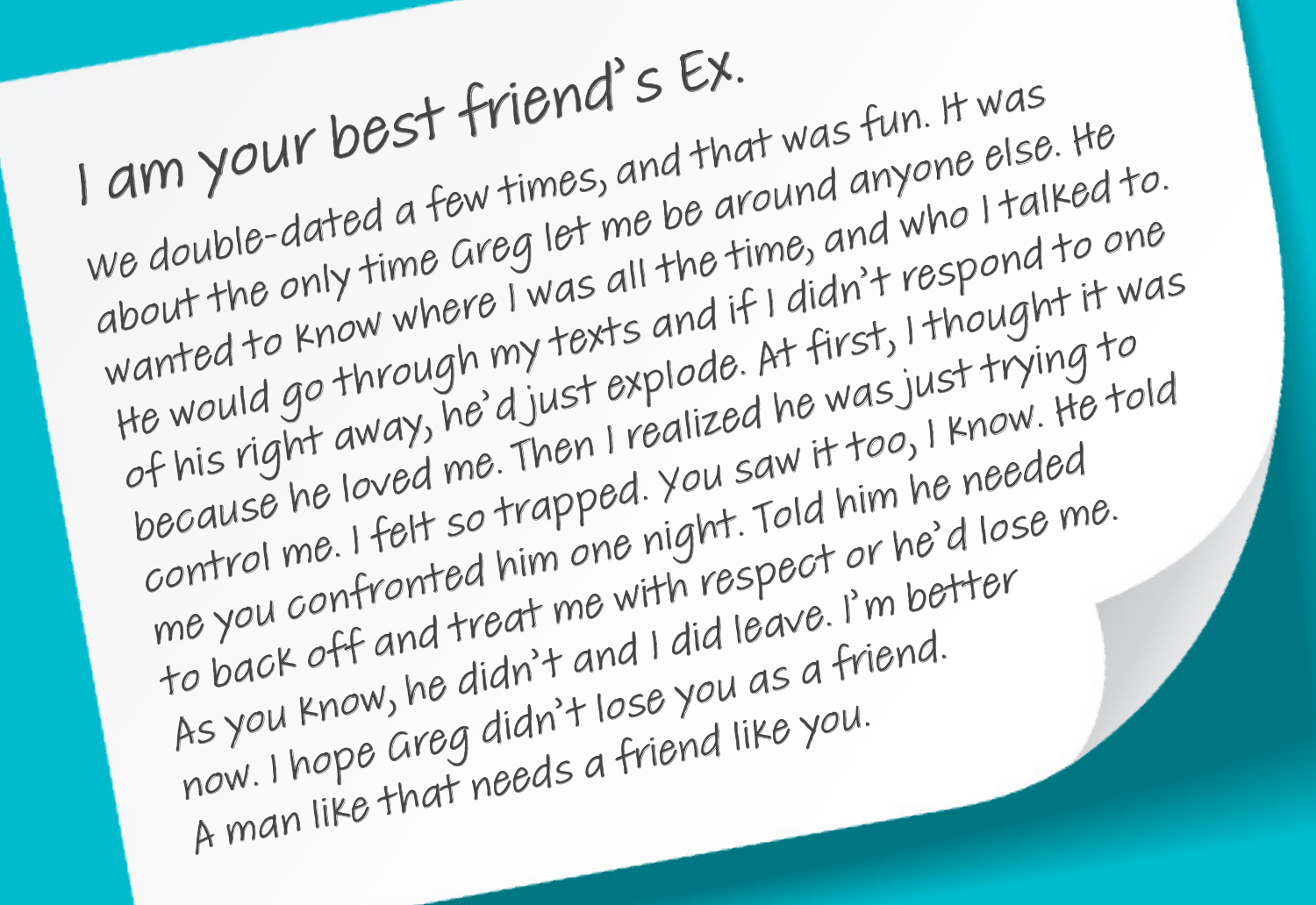# I am your best friend's Ex.

We double-dated a few times, and that was fun. It was about the only time Greg let me be around anyone else. He wanted to know where I was all the time, and who I talked to. He would go through my texts and if I didn't respond to one of his right away, he'd just explode. At first, I thought it was because he loved me. Then I realized he was just trying to control me. I felt so trapped. You saw it too, I know. He told me you confronted him one night. Told him he needed to back off and treat me with respect or he'd lose me. As you know, he didn't and I did leave. I'm better now. I hope Greg didn't lose you as a friend. A man like that needs a friend like you.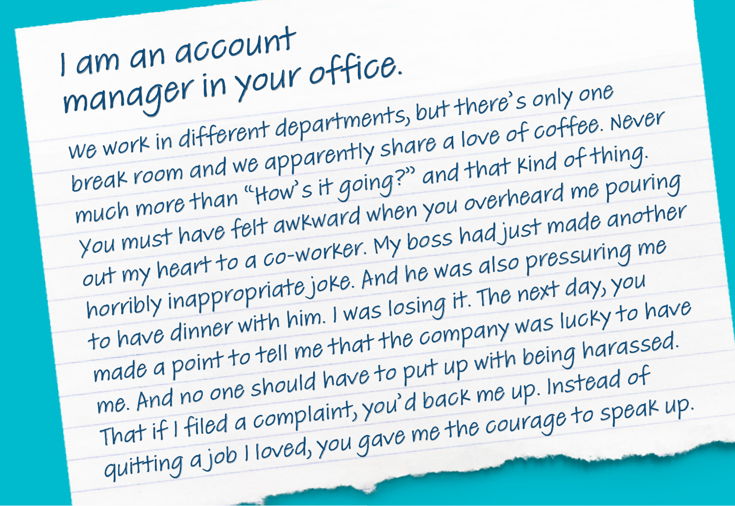# I am an account manager in your office.

We work in different departments, but there's only one break room and we apparently share a love of coffee. Never much more than "How's it going?" and that kind of thing. You must have felt awkward when you overheard me pouring out my heart to a co-worker. My boss had just made another horribly inappropriate joke. And he was also pressuring me to have dinner with him. I was losing it. The next day, you made a point to tell me that the company was lucky to have me. And no one should have to put up with being harassed. That if I filed a complaint, you'd back me up. Instead of quitting a job I loved, you gave me the courage to speak up.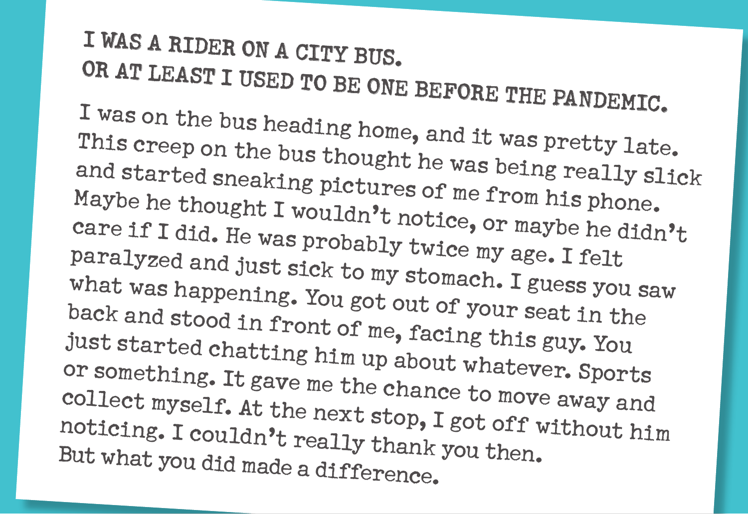# I WAS A RIDER ON A CITY BUS.
# OR AT LEAST I USED TO BE ONE BEFORE THE PANDEMIC.

I was on the bus heading home, and it was pretty late. This creep on the bus thought he was being really slick and started sneaking pictures of me from his phone. Maybe he thought I wouldn't notice, or maybe he didn't care if I did. He was probably twice my age. I felt paralyzed and just sick to my stomach. I guess you saw what was happening. You got out of your seat in the back and stood in front of me, facing this guy. You just started chatting him up about whatever. Sports or something. It gave me the chance to move away and collect myself. At the next stop, I got off without him noticing. I couldn't really thank you then. But what you did made a difference.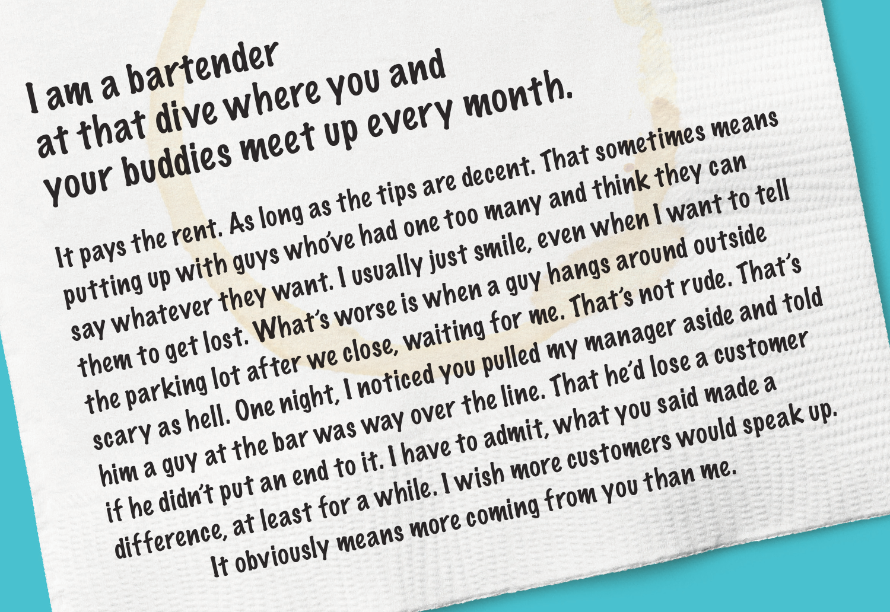# I am a bartender at that dive where you and your buddies meet up every month.

It pays the rent. As long as the tips are decent. That sometimes means putting up with guys who've had one too many and think they can say whatever they want. I usually just smile, even when I want to tell them to get lost. What's worse is when a guy hangs around outside the parking lot after we close, waiting for me. That's not rude. That's scary as hell. One night, I noticed you pulled my manager aside and told him a guy at the bar was way over the line. That he'd lose a customer if he didn't put an end to it. I have to admit, what you said made a difference, at least for a while. I wish more customers would speak up. It obviously means more coming from you than me.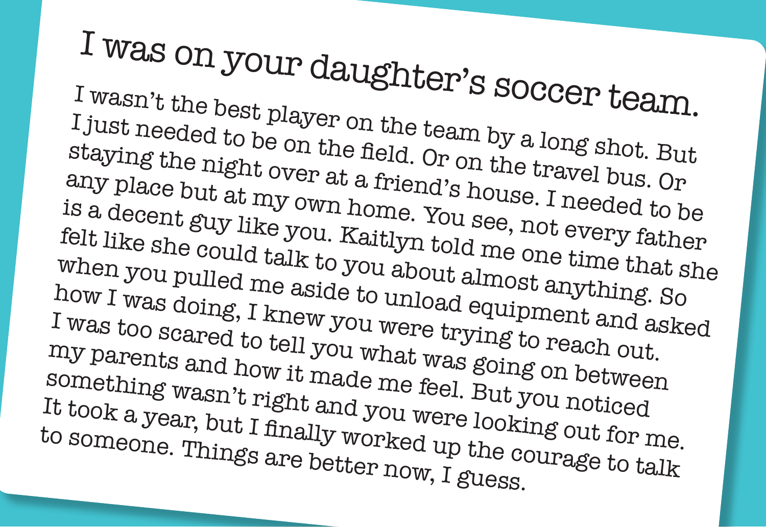# I was on your daughter's soccer team.

I wasn't the best player on the team by a long shot. But I just needed to be on the field. Or on the travel bus. Or staying the night over at a friend's house. I needed to be any place but at my own home. You see, not every father is a decent guy like you. Kaitlyn told me one time that she felt like she could talk to you about almost anything. So when you pulled me aside to unload equipment and asked how I was doing, I knew you were trying to reach out. I was too scared to tell you what was going on between my parents and how it made me feel. But you noticed something wasn't right and you were looking out for me. It took a year, but I finally worked up the courage to talk to someone. Things are better now, I guess.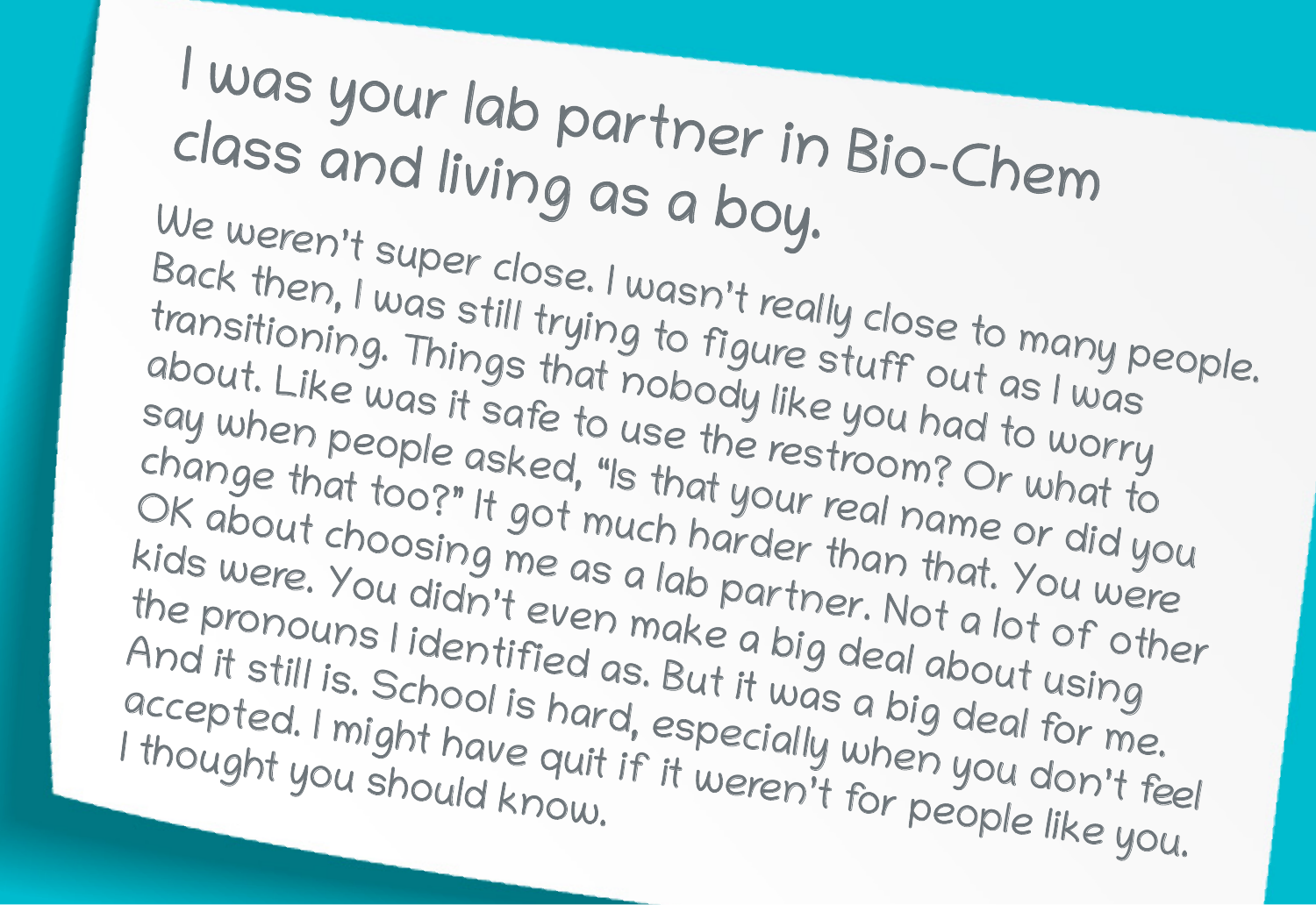# I was your lab partner in Bio-Chem class and living as a boy.

We weren't super close. I wasn't really close to many people. Back then, I was still trying to figure stuff out as I was transitioning. Things that nobody like you had to worry about. Like was it safe to use the restroom? Or what to say when people asked, "Is that your real name or did you change that too?" It got much harder than that. You were OK about choosing me as a lab partner. Not a lot of other kids were. You didn't even make a big deal about using the pronouns I identified as. But it was a big deal for me. And it still is. School is hard, especially when you don't feel accepted. I might have quit if it weren't for people like you. I thought you should know.